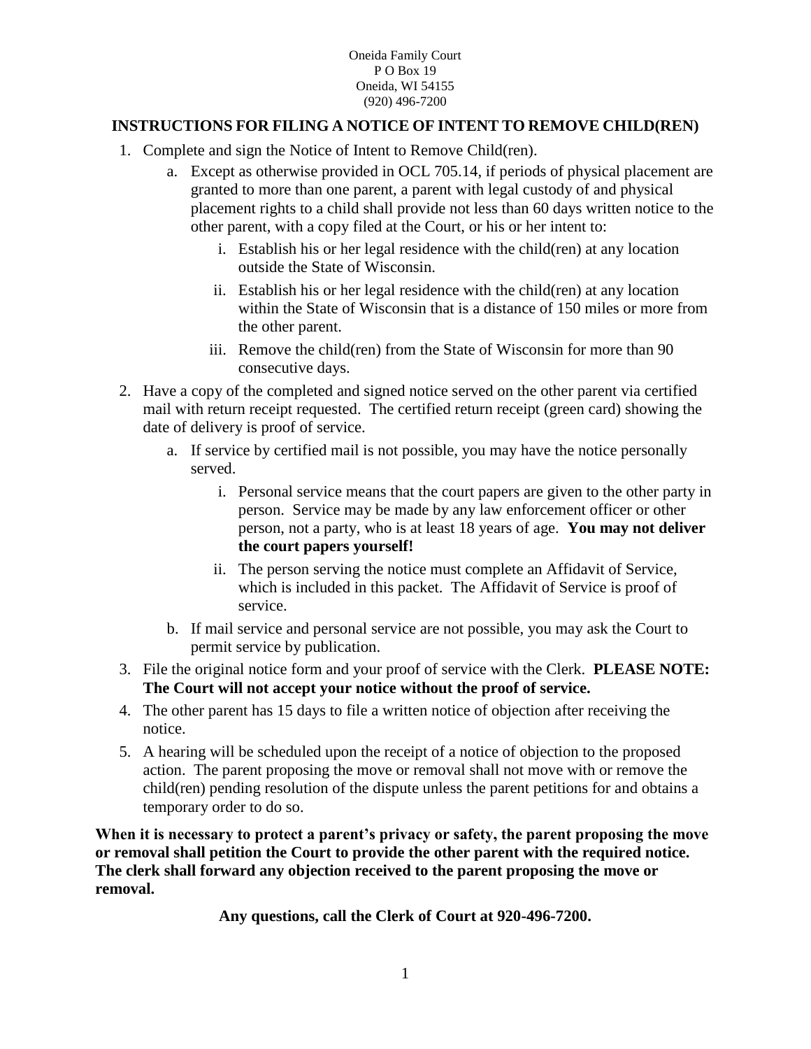Oneida Family Court
P O Box 19
Oneida, WI 54155
(920) 496-7200

## INSTRUCTIONS FOR FILING A NOTICE OF INTENT TO REMOVE CHILD(REN)

1. Complete and sign the Notice of Intent to Remove Child(ren).
    a. Except as otherwise provided in OCL 705.14, if periods of physical placement are granted to more than one parent, a parent with legal custody of and physical placement rights to a child shall provide not less than 60 days written notice to the other parent, with a copy filed at the Court, or his or her intent to:
        i. Establish his or her legal residence with the child(ren) at any location outside the State of Wisconsin.
        ii. Establish his or her legal residence with the child(ren) at any location within the State of Wisconsin that is a distance of 150 miles or more from the other parent.
        iii. Remove the child(ren) from the State of Wisconsin for more than 90 consecutive days.
2. Have a copy of the completed and signed notice served on the other parent via certified mail with return receipt requested. The certified return receipt (green card) showing the date of delivery is proof of service.
    a. If service by certified mail is not possible, you may have the notice personally served.
        i. Personal service means that the court papers are given to the other party in person. Service may be made by any law enforcement officer or other person, not a party, who is at least 18 years of age. **You may not deliver the court papers yourself!**
        ii. The person serving the notice must complete an Affidavit of Service, which is included in this packet. The Affidavit of Service is proof of service.
    b. If mail service and personal service are not possible, you may ask the Court to permit service by publication.
3. File the original notice form and your proof of service with the Clerk. **PLEASE NOTE: The Court will not accept your notice without the proof of service.**
4. The other parent has 15 days to file a written notice of objection after receiving the notice.
5. A hearing will be scheduled upon the receipt of a notice of objection to the proposed action. The parent proposing the move or removal shall not move with or remove the child(ren) pending resolution of the dispute unless the parent petitions for and obtains a temporary order to do so.

**When it is necessary to protect a parent's privacy or safety, the parent proposing the move or removal shall petition the Court to provide the other parent with the required notice. The clerk shall forward any objection received to the parent proposing the move or removal.**

**Any questions, call the Clerk of Court at 920-496-7200.**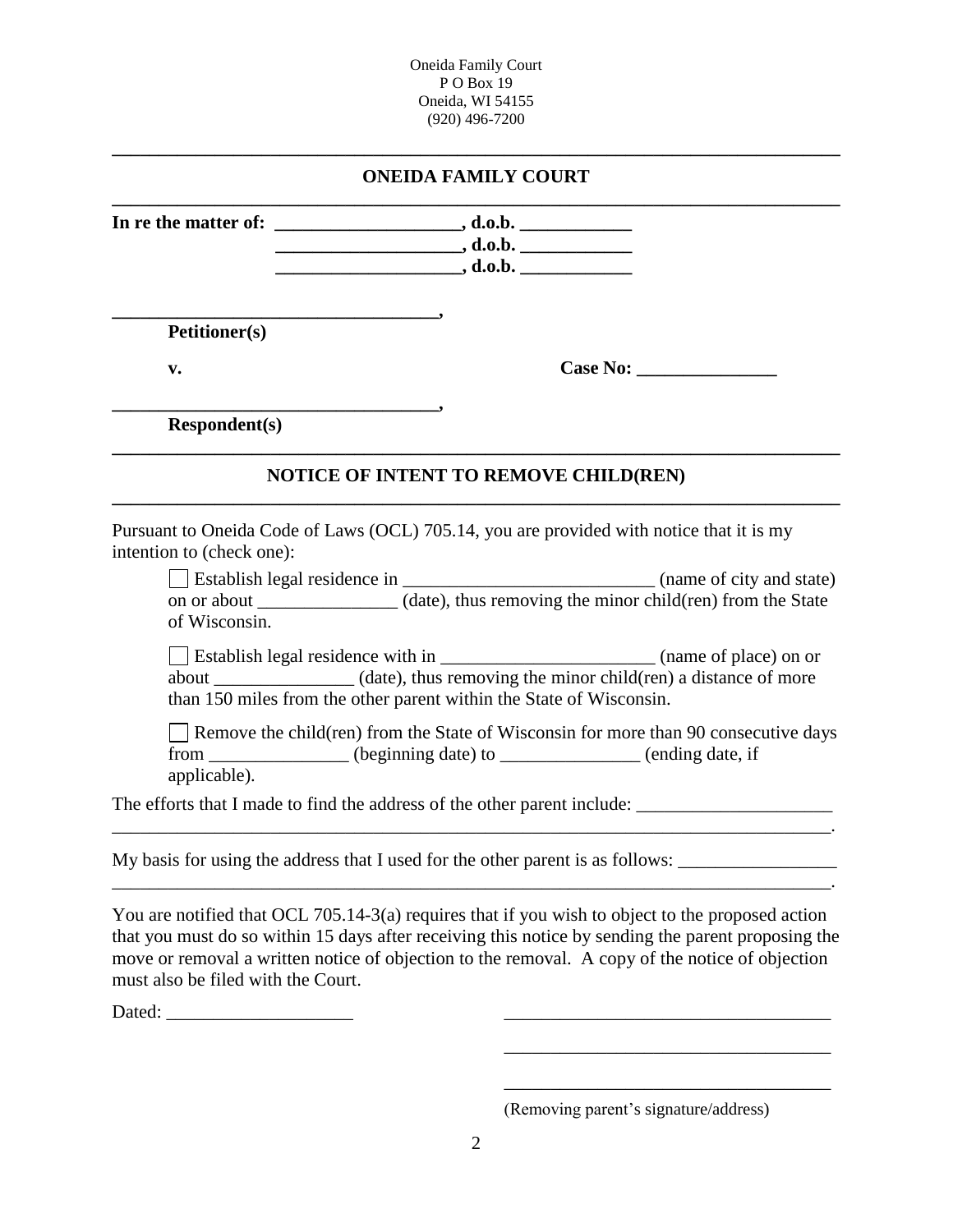Oneida Family Court
P O Box 19
Oneida, WI 54155
(920) 496-7200

---

## ONEIDA FAMILY COURT

---

**In re the matter of: ____________________, d.o.b. ____________**
**____________________, d.o.b. ____________**
**____________________, d.o.b. ____________**

**__________________________________,**
**Petitioner(s)**

**v.** **Case No: _______________**

**__________________________________,**
**Respondent(s)**

---

## NOTICE OF INTENT TO REMOVE CHILD(REN)

---

Pursuant to Oneida Code of Laws (OCL) 705.14, you are provided with notice that it is my intention to (check one):

☐ Establish legal residence in ___________________________ (name of city and state) on or about _______________ (date), thus removing the minor child(ren) from the State of Wisconsin.

☐ Establish legal residence with in _______________________ (name of place) on or about _______________ (date), thus removing the minor child(ren) a distance of more than 150 miles from the other parent within the State of Wisconsin.

☐ Remove the child(ren) from the State of Wisconsin for more than 90 consecutive days from _______________ (beginning date) to _______________ (ending date, if applicable).

The efforts that I made to find the address of the other parent include: _____________________ _______________________________________________________________________________.

My basis for using the address that I used for the other parent is as follows: _________________ _______________________________________________________________________________.

You are notified that OCL 705.14-3(a) requires that if you wish to object to the proposed action that you must do so within 15 days after receiving this notice by sending the parent proposing the move or removal a written notice of objection to the removal. A copy of the notice of objection must also be filed with the Court.

Dated: ____________________

____________________________________
____________________________________
____________________________________
(Removing parent's signature/address)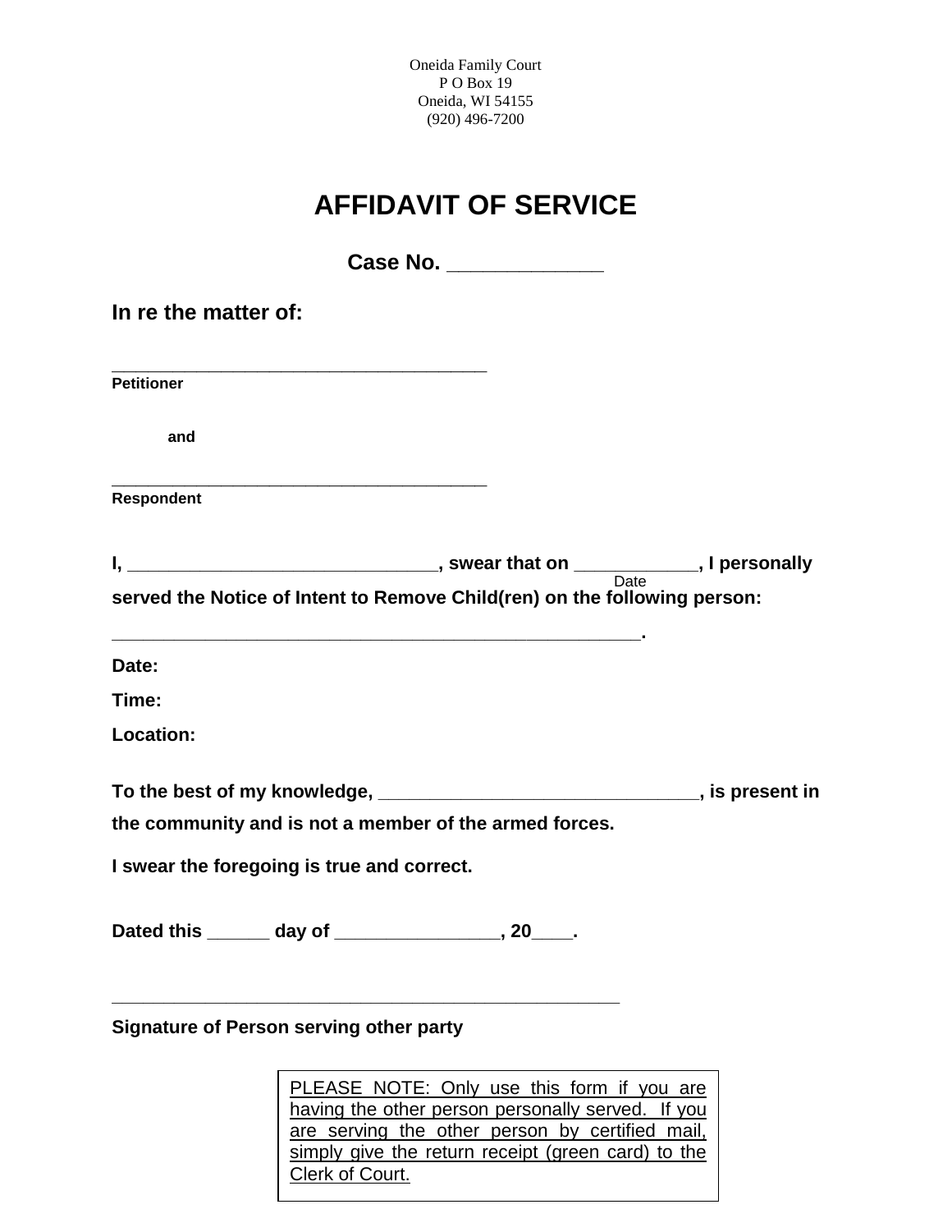Oneida Family Court
P O Box 19
Oneida, WI 54155
(920) 496-7200

# AFFIDAVIT OF SERVICE

**Case No. _____________**

## In re the matter of:

________________________________________
**Petitioner**

**and**

________________________________________
**Respondent**

**I, ______________________________, swear that on ____________, I personally served the Notice of Intent to Remove Child(ren) on the following person:**
Date

**_____________________________________________________.**

**Date:**

**Time:**

**Location:**

**To the best of my knowledge, _______________________________, is present in the community and is not a member of the armed forces.**

**I swear the foregoing is true and correct.**

**Dated this ______ day of ________________, 20____.**

_____________________________________________________

**Signature of Person serving other party**

PLEASE NOTE: Only use this form if you are having the other person personally served. If you are serving the other person by certified mail, simply give the return receipt (green card) to the Clerk of Court.